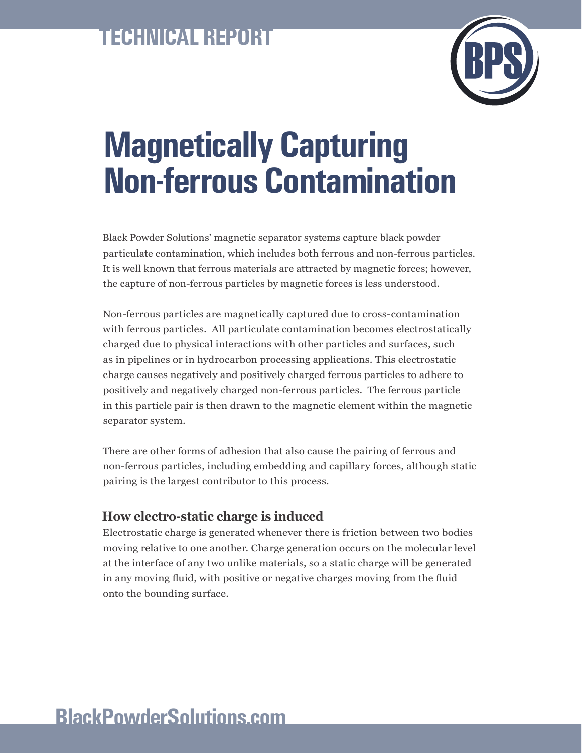TECHNICAL REPORT

# Magnetically Capturing Non-ferrous Contamination

Black Powder Solutions' magnetic separator systems capture black powder particulate contamination, which includes both ferrous and non-ferrous particles. It is well known that ferrous materials are attracted by magnetic forces; however, the capture of non-ferrous particles by magnetic forces is less understood.

Non-ferrous particles are magnetically captured due to cross-contamination with ferrous particles. All particulate contamination becomes electrostatically charged due to physical interactions with other particles and surfaces, such as in pipelines or in hydrocarbon processing applications. This electrostatic charge causes negatively and positively charged ferrous particles to adhere to positively and negatively charged non-ferrous particles. The ferrous particle in this particle pair is then drawn to the magnetic element within the magnetic separator system.

There are other forms of adhesion that also cause the pairing of ferrous and non-ferrous particles, including embedding and capillary forces, although static pairing is the largest contributor to this process.

## How electro-static charge is induced

Electrostatic charge is generated whenever there is friction between two bodies moving relative to one another. Charge generation occurs on the molecular level at the interface of any two unlike materials, so a static charge will be generated in any moving fluid, with positive or negative charges moving from the fluid onto the bounding surface.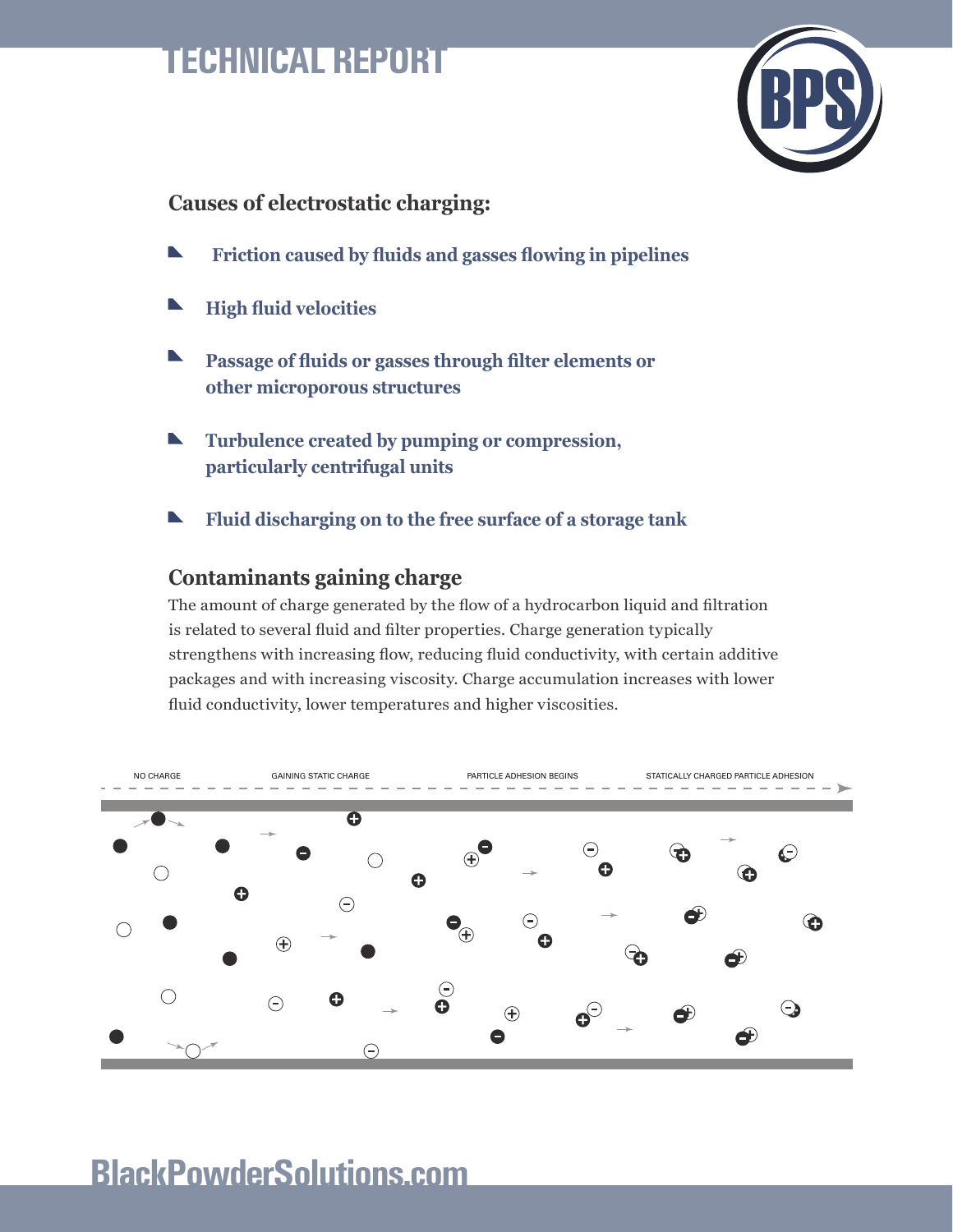## Causes of electrostatic charging:

- Friction caused by fluids and gasses flowing in pipelines
- High fluid velocities
- Passage of fluids or gasses through filter elements or other microporous structures
- Turbulence created by pumping or compression, particularly centrifugal units
- Fluid discharging on to the free surface of a storage tank

## Contaminants gaining charge

The amount of charge generated by the flow of a hydrocarbon liquid and filtration is related to several fluid and filter properties. Charge generation typically strengthens with increasing flow, reducing fluid conductivity, with certain additive packages and with increasing viscosity. Charge accumulation increases with lower fluid conductivity, lower temperatures and higher viscosities.

NO CHARGE

GAINING STATIC CHARGE

PARTICLE ADHESION BEGINS

STATICALLY CHARGED PARTICLE ADHESION